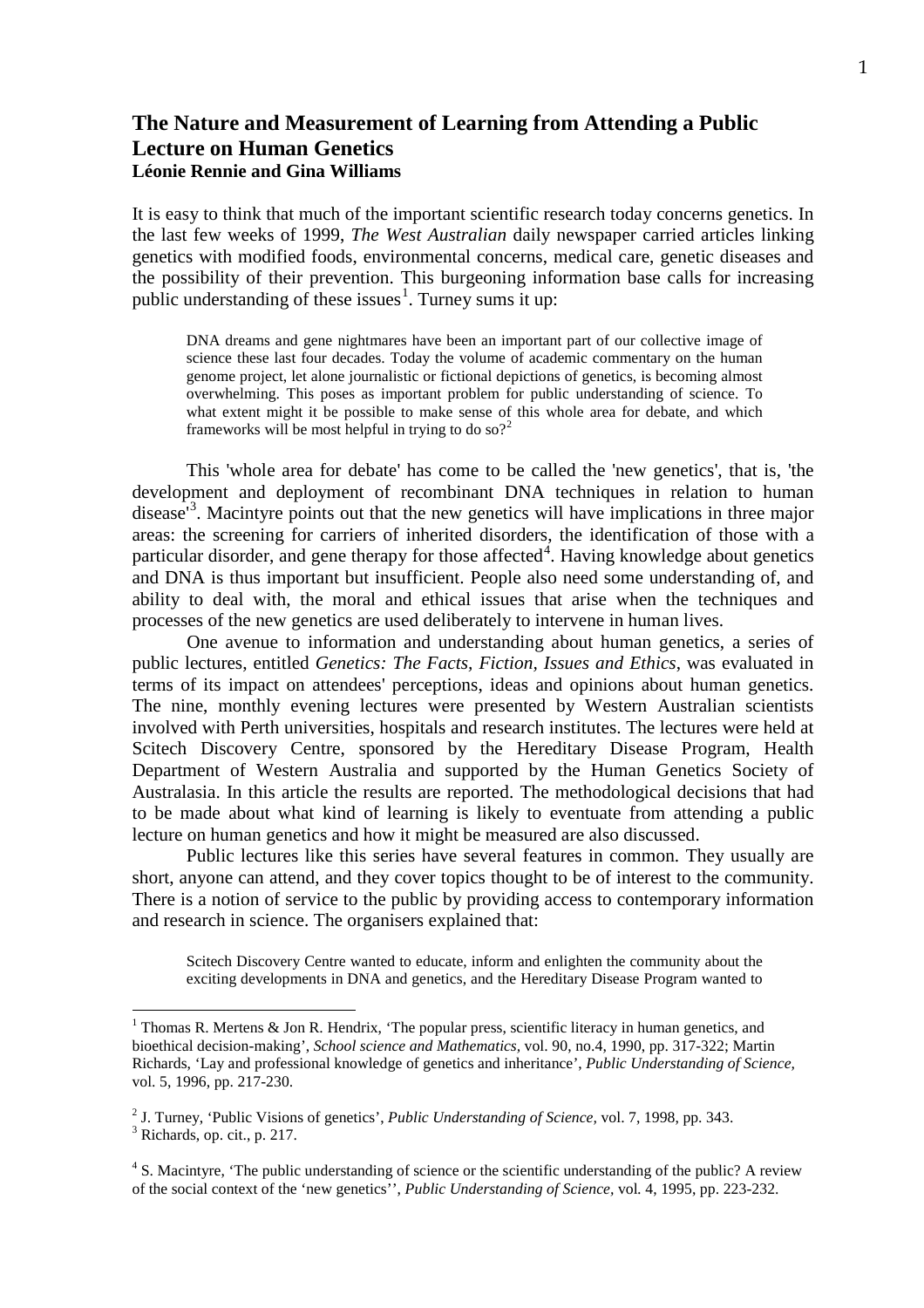# The Nature and Measurement of Learning from Attending a Public Lecture on Human Genetics

**Léonie Rennie and Gina Williams**

It is easy to think that much of the important scientific research today concerns genetics. In the last few weeks of 1999, *The West Australian* daily newspaper carried articles linking genetics with modified foods, environmental concerns, medical care, genetic diseases and the possibility of their prevention. This burgeoning information base calls for increasing public understanding of these issues[1]. Turney sums it up:

> DNA dreams and gene nightmares have been an important part of our collective image of science these last four decades. Today the volume of academic commentary on the human genome project, let alone journalistic or fictional depictions of genetics, is becoming almost overwhelming. This poses as important problem for public understanding of science. To what extent might it be possible to make sense of this whole area for debate, and which frameworks will be most helpful in trying to do so?[2]

This 'whole area for debate' has come to be called the 'new genetics', that is, 'the development and deployment of recombinant DNA techniques in relation to human disease'[3]. Macintyre points out that the new genetics will have implications in three major areas: the screening for carriers of inherited disorders, the identification of those with a particular disorder, and gene therapy for those affected[4]. Having knowledge about genetics and DNA is thus important but insufficient. People also need some understanding of, and ability to deal with, the moral and ethical issues that arise when the techniques and processes of the new genetics are used deliberately to intervene in human lives.

One avenue to information and understanding about human genetics, a series of public lectures, entitled *Genetics: The Facts, Fiction, Issues and Ethics*, was evaluated in terms of its impact on attendees' perceptions, ideas and opinions about human genetics. The nine, monthly evening lectures were presented by Western Australian scientists involved with Perth universities, hospitals and research institutes. The lectures were held at Scitech Discovery Centre, sponsored by the Hereditary Disease Program, Health Department of Western Australia and supported by the Human Genetics Society of Australasia. In this article the results are reported. The methodological decisions that had to be made about what kind of learning is likely to eventuate from attending a public lecture on human genetics and how it might be measured are also discussed.

Public lectures like this series have several features in common. They usually are short, anyone can attend, and they cover topics thought to be of interest to the community. There is a notion of service to the public by providing access to contemporary information and research in science. The organisers explained that:

> Scitech Discovery Centre wanted to educate, inform and enlighten the community about the exciting developments in DNA and genetics, and the Hereditary Disease Program wanted to

---

[1] Thomas R. Mertens & Jon R. Hendrix, 'The popular press, scientific literacy in human genetics, and bioethical decision-making', *School science and Mathematics*, vol. 90, no.4, 1990, pp. 317-322; Martin Richards, 'Lay and professional knowledge of genetics and inheritance', *Public Understanding of Science,* vol. 5, 1996, pp. 217-230.

[2] J. Turney, 'Public Visions of genetics', *Public Understanding of Science,* vol. 7, 1998, pp. 343.

[3] Richards, op. cit., p. 217.

[4] S. Macintyre, 'The public understanding of science or the scientific understanding of the public? A review of the social context of the 'new genetics'', *Public Understanding of Science,* vol. 4, 1995, pp. 223-232.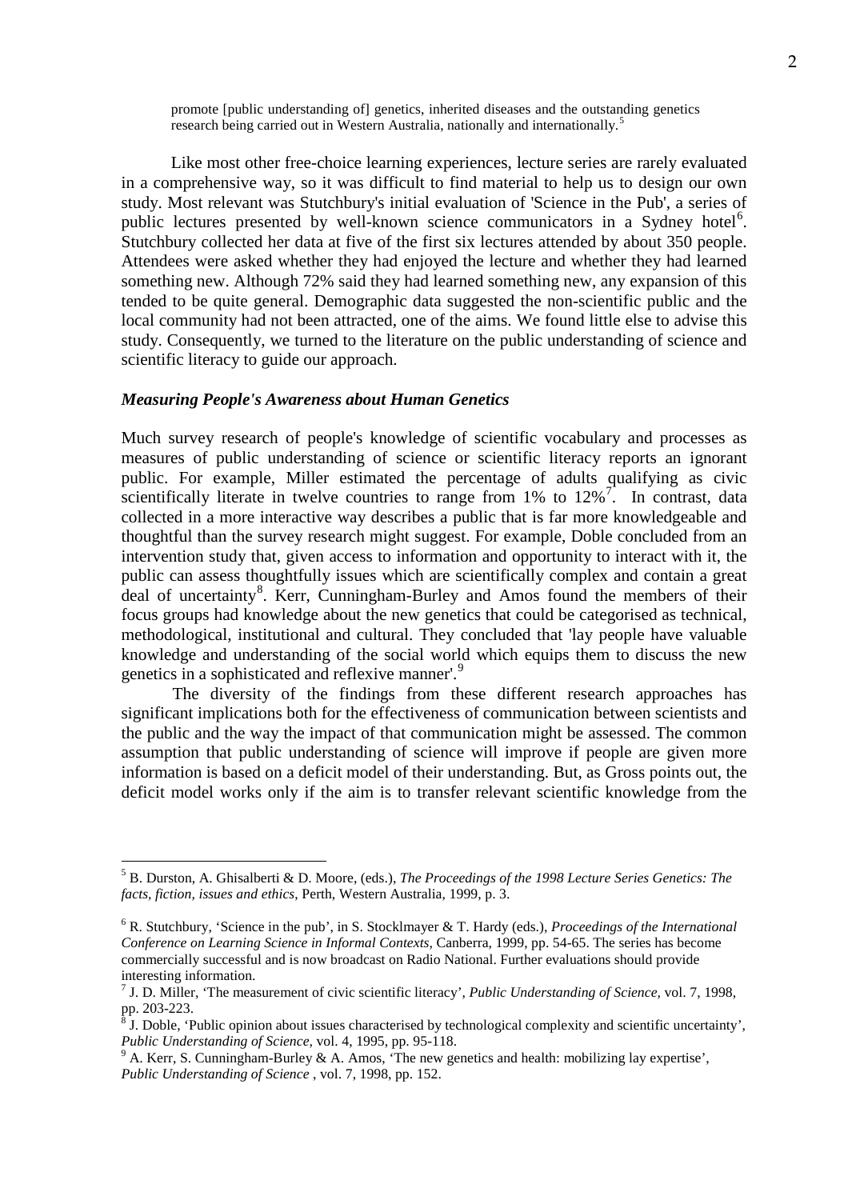> promote [public understanding of] genetics, inherited diseases and the outstanding genetics research being carried out in Western Australia, nationally and internationally.[5]

Like most other free-choice learning experiences, lecture series are rarely evaluated in a comprehensive way, so it was difficult to find material to help us to design our own study. Most relevant was Stutchbury's initial evaluation of 'Science in the Pub', a series of public lectures presented by well-known science communicators in a Sydney hotel[6]. Stutchbury collected her data at five of the first six lectures attended by about 350 people. Attendees were asked whether they had enjoyed the lecture and whether they had learned something new. Although 72% said they had learned something new, any expansion of this tended to be quite general. Demographic data suggested the non-scientific public and the local community had not been attracted, one of the aims. We found little else to advise this study. Consequently, we turned to the literature on the public understanding of science and scientific literacy to guide our approach.

### *Measuring People's Awareness about Human Genetics*

Much survey research of people's knowledge of scientific vocabulary and processes as measures of public understanding of science or scientific literacy reports an ignorant public. For example, Miller estimated the percentage of adults qualifying as civic scientifically literate in twelve countries to range from 1% to 12%[7]. In contrast, data collected in a more interactive way describes a public that is far more knowledgeable and thoughtful than the survey research might suggest. For example, Doble concluded from an intervention study that, given access to information and opportunity to interact with it, the public can assess thoughtfully issues which are scientifically complex and contain a great deal of uncertainty[8]. Kerr, Cunningham-Burley and Amos found the members of their focus groups had knowledge about the new genetics that could be categorised as technical, methodological, institutional and cultural. They concluded that 'lay people have valuable knowledge and understanding of the social world which equips them to discuss the new genetics in a sophisticated and reflexive manner'.[9]

The diversity of the findings from these different research approaches has significant implications both for the effectiveness of communication between scientists and the public and the way the impact of that communication might be assessed. The common assumption that public understanding of science will improve if people are given more information is based on a deficit model of their understanding. But, as Gross points out, the deficit model works only if the aim is to transfer relevant scientific knowledge from the

---

[5] B. Durston, A. Ghisalberti & D. Moore, (eds.), *The Proceedings of the 1998 Lecture Series Genetics: The facts, fiction, issues and ethics*, Perth, Western Australia, 1999, p. 3.

[6] R. Stutchbury, 'Science in the pub', in S. Stocklmayer & T. Hardy (eds.), *Proceedings of the International Conference on Learning Science in Informal Contexts,* Canberra, 1999, pp. 54-65. The series has become commercially successful and is now broadcast on Radio National. Further evaluations should provide interesting information.

[7] J. D. Miller, 'The measurement of civic scientific literacy', *Public Understanding of Science*, vol. 7, 1998, pp. 203-223.

[8] J. Doble, 'Public opinion about issues characterised by technological complexity and scientific uncertainty', *Public Understanding of Science,* vol. 4, 1995, pp. 95-118.

[9] A. Kerr, S. Cunningham-Burley & A. Amos, 'The new genetics and health: mobilizing lay expertise', *Public Understanding of Science* , vol. 7, 1998, pp. 152.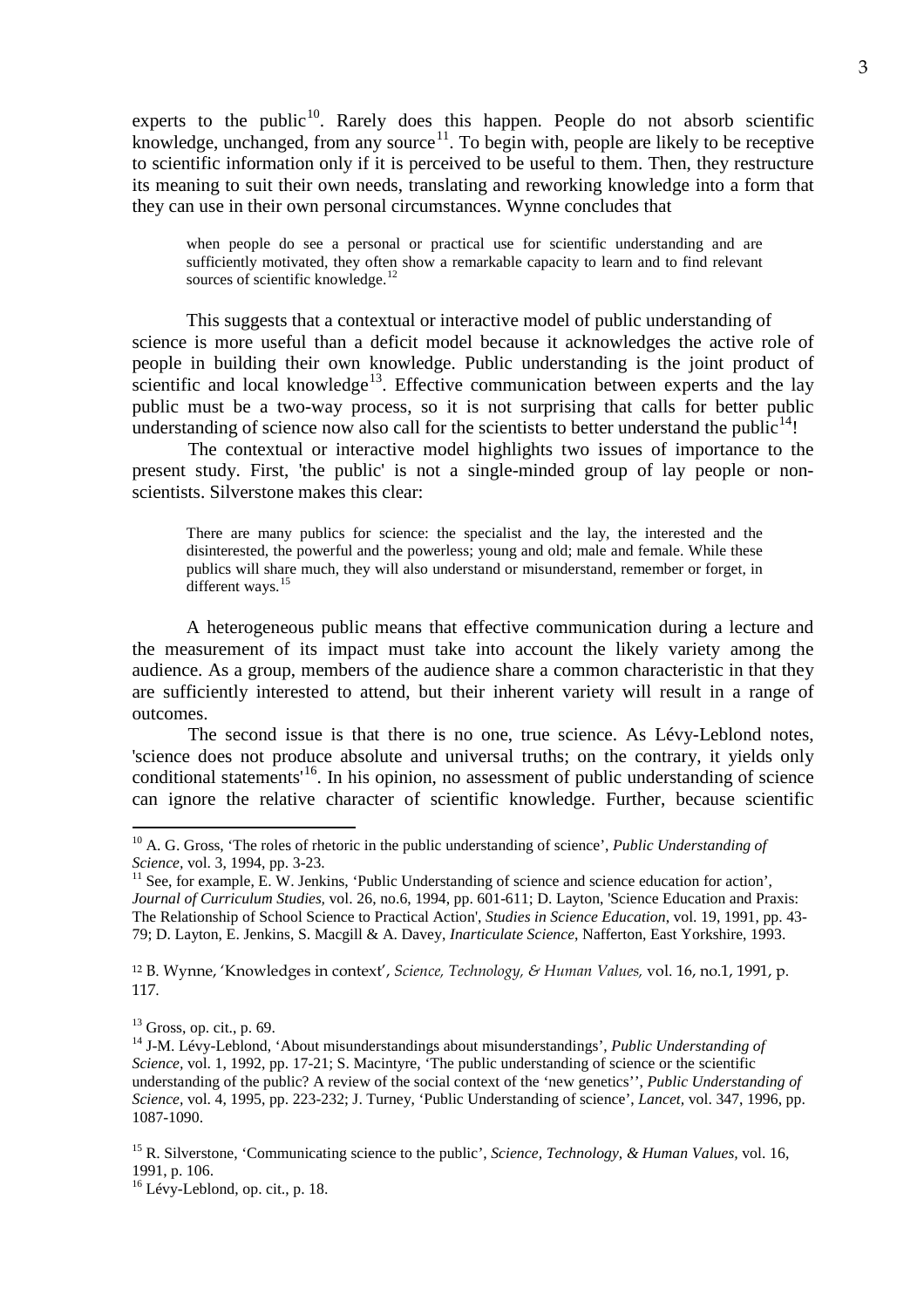experts to the public[10]. Rarely does this happen. People do not absorb scientific knowledge, unchanged, from any source[11]. To begin with, people are likely to be receptive to scientific information only if it is perceived to be useful to them. Then, they restructure its meaning to suit their own needs, translating and reworking knowledge into a form that they can use in their own personal circumstances. Wynne concludes that

> when people do see a personal or practical use for scientific understanding and are sufficiently motivated, they often show a remarkable capacity to learn and to find relevant sources of scientific knowledge.[12]

This suggests that a contextual or interactive model of public understanding of science is more useful than a deficit model because it acknowledges the active role of people in building their own knowledge. Public understanding is the joint product of scientific and local knowledge[13]. Effective communication between experts and the lay public must be a two-way process, so it is not surprising that calls for better public understanding of science now also call for the scientists to better understand the public[14]!

The contextual or interactive model highlights two issues of importance to the present study. First, 'the public' is not a single-minded group of lay people or non-scientists. Silverstone makes this clear:

> There are many publics for science: the specialist and the lay, the interested and the disinterested, the powerful and the powerless; young and old; male and female. While these publics will share much, they will also understand or misunderstand, remember or forget, in different ways.[15]

A heterogeneous public means that effective communication during a lecture and the measurement of its impact must take into account the likely variety among the audience. As a group, members of the audience share a common characteristic in that they are sufficiently interested to attend, but their inherent variety will result in a range of outcomes.

The second issue is that there is no one, true science. As Lévy-Leblond notes, 'science does not produce absolute and universal truths; on the contrary, it yields only conditional statements'[16]. In his opinion, no assessment of public understanding of science can ignore the relative character of scientific knowledge. Further, because scientific

---

[10] A. G. Gross, 'The roles of rhetoric in the public understanding of science', *Public Understanding of Science*, vol. 3, 1994, pp. 3-23.

[11] See, for example, E. W. Jenkins, 'Public Understanding of science and science education for action', *Journal of Curriculum Studies*, vol. 26, no.6, 1994, pp. 601-611; D. Layton, 'Science Education and Praxis: The Relationship of School Science to Practical Action', *Studies in Science Education*, vol. 19, 1991, pp. 43-79; D. Layton, E. Jenkins, S. Macgill & A. Davey, *Inarticulate Science*, Nafferton, East Yorkshire, 1993.

[12] B. Wynne, 'Knowledges in context', *Science, Technology, & Human Values*, vol. 16, no.1, 1991, p. 117.

[13] Gross, op. cit., p. 69.

[14] J-M. Lévy-Leblond, 'About misunderstandings about misunderstandings', *Public Understanding of Science*, vol. 1, 1992, pp. 17-21; S. Macintyre, 'The public understanding of science or the scientific understanding of the public? A review of the social context of the 'new genetics'', *Public Understanding of Science*, vol. 4, 1995, pp. 223-232; J. Turney, 'Public Understanding of science', *Lancet*, vol. 347, 1996, pp. 1087-1090.

[15] R. Silverstone, 'Communicating science to the public', *Science, Technology, & Human Values*, vol. 16, 1991, p. 106.

[16] Lévy-Leblond, op. cit., p. 18.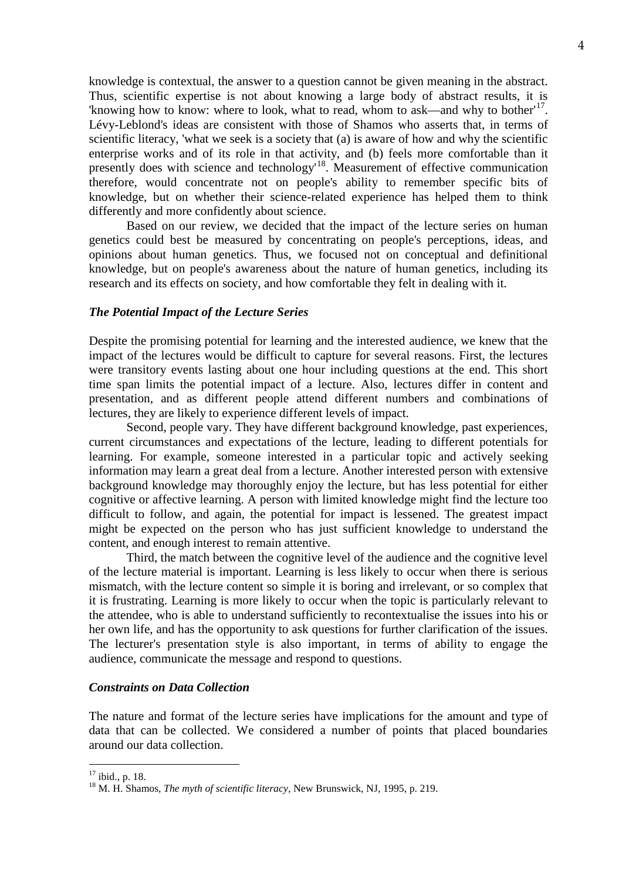knowledge is contextual, the answer to a question cannot be given meaning in the abstract. Thus, scientific expertise is not about knowing a large body of abstract results, it is 'knowing how to know: where to look, what to read, whom to ask—and why to bother'[17]. Lévy-Leblond's ideas are consistent with those of Shamos who asserts that, in terms of scientific literacy, 'what we seek is a society that (a) is aware of how and why the scientific enterprise works and of its role in that activity, and (b) feels more comfortable than it presently does with science and technology'[18]. Measurement of effective communication therefore, would concentrate not on people's ability to remember specific bits of knowledge, but on whether their science-related experience has helped them to think differently and more confidently about science.

Based on our review, we decided that the impact of the lecture series on human genetics could best be measured by concentrating on people's perceptions, ideas, and opinions about human genetics. Thus, we focused not on conceptual and definitional knowledge, but on people's awareness about the nature of human genetics, including its research and its effects on society, and how comfortable they felt in dealing with it.

### *The Potential Impact of the Lecture Series*

Despite the promising potential for learning and the interested audience, we knew that the impact of the lectures would be difficult to capture for several reasons. First, the lectures were transitory events lasting about one hour including questions at the end. This short time span limits the potential impact of a lecture. Also, lectures differ in content and presentation, and as different people attend different numbers and combinations of lectures, they are likely to experience different levels of impact.

Second, people vary. They have different background knowledge, past experiences, current circumstances and expectations of the lecture, leading to different potentials for learning. For example, someone interested in a particular topic and actively seeking information may learn a great deal from a lecture. Another interested person with extensive background knowledge may thoroughly enjoy the lecture, but has less potential for either cognitive or affective learning. A person with limited knowledge might find the lecture too difficult to follow, and again, the potential for impact is lessened. The greatest impact might be expected on the person who has just sufficient knowledge to understand the content, and enough interest to remain attentive.

Third, the match between the cognitive level of the audience and the cognitive level of the lecture material is important. Learning is less likely to occur when there is serious mismatch, with the lecture content so simple it is boring and irrelevant, or so complex that it is frustrating. Learning is more likely to occur when the topic is particularly relevant to the attendee, who is able to understand sufficiently to recontextualise the issues into his or her own life, and has the opportunity to ask questions for further clarification of the issues. The lecturer's presentation style is also important, in terms of ability to engage the audience, communicate the message and respond to questions.

### *Constraints on Data Collection*

The nature and format of the lecture series have implications for the amount and type of data that can be collected. We considered a number of points that placed boundaries around our data collection.

---

[17] ibid., p. 18.

[18] M. H. Shamos, *The myth of scientific literacy*, New Brunswick, NJ, 1995, p. 219.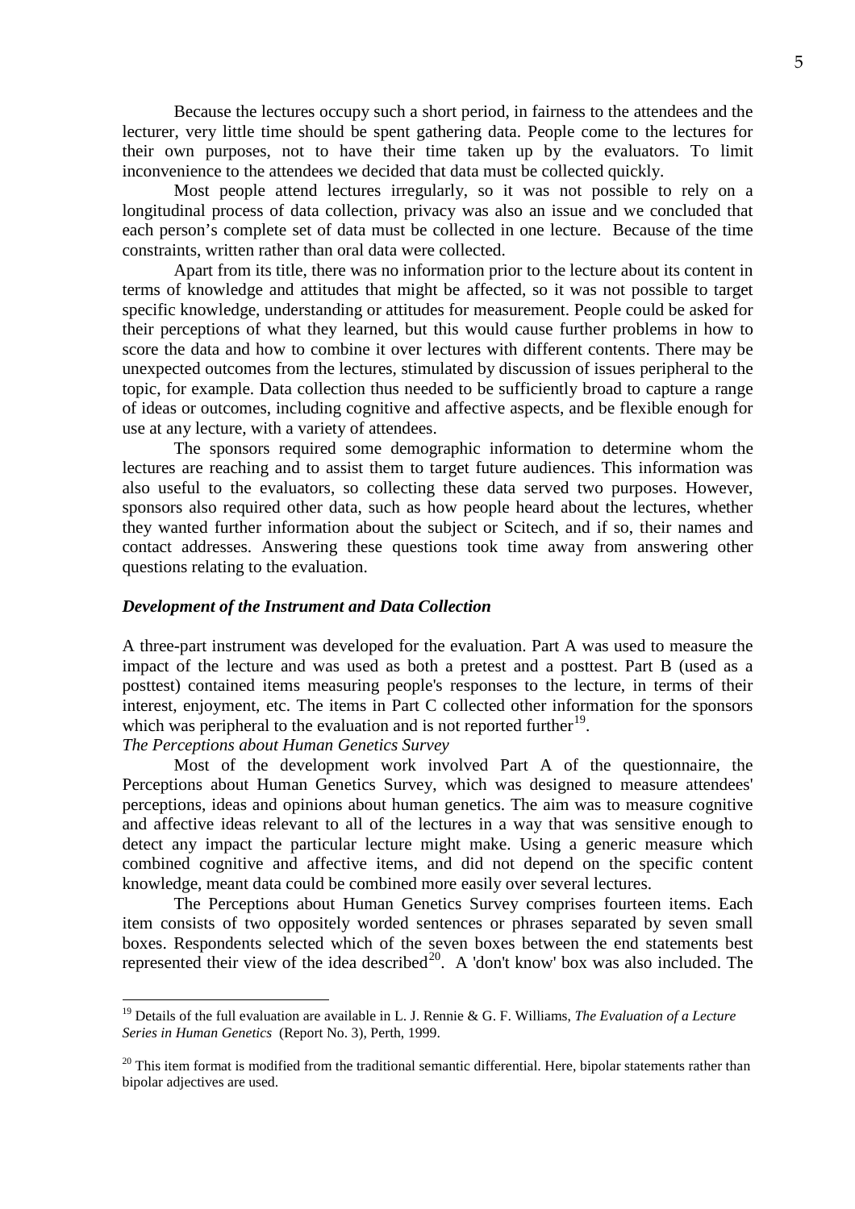Because the lectures occupy such a short period, in fairness to the attendees and the lecturer, very little time should be spent gathering data. People come to the lectures for their own purposes, not to have their time taken up by the evaluators. To limit inconvenience to the attendees we decided that data must be collected quickly.

Most people attend lectures irregularly, so it was not possible to rely on a longitudinal process of data collection, privacy was also an issue and we concluded that each person's complete set of data must be collected in one lecture. Because of the time constraints, written rather than oral data were collected.

Apart from its title, there was no information prior to the lecture about its content in terms of knowledge and attitudes that might be affected, so it was not possible to target specific knowledge, understanding or attitudes for measurement. People could be asked for their perceptions of what they learned, but this would cause further problems in how to score the data and how to combine it over lectures with different contents. There may be unexpected outcomes from the lectures, stimulated by discussion of issues peripheral to the topic, for example. Data collection thus needed to be sufficiently broad to capture a range of ideas or outcomes, including cognitive and affective aspects, and be flexible enough for use at any lecture, with a variety of attendees.

The sponsors required some demographic information to determine whom the lectures are reaching and to assist them to target future audiences. This information was also useful to the evaluators, so collecting these data served two purposes. However, sponsors also required other data, such as how people heard about the lectures, whether they wanted further information about the subject or Scitech, and if so, their names and contact addresses. Answering these questions took time away from answering other questions relating to the evaluation.

### *Development of the Instrument and Data Collection*

A three-part instrument was developed for the evaluation. Part A was used to measure the impact of the lecture and was used as both a pretest and a posttest. Part B (used as a posttest) contained items measuring people's responses to the lecture, in terms of their interest, enjoyment, etc. The items in Part C collected other information for the sponsors which was peripheral to the evaluation and is not reported further[19].

*The Perceptions about Human Genetics Survey*

Most of the development work involved Part A of the questionnaire, the Perceptions about Human Genetics Survey, which was designed to measure attendees' perceptions, ideas and opinions about human genetics. The aim was to measure cognitive and affective ideas relevant to all of the lectures in a way that was sensitive enough to detect any impact the particular lecture might make. Using a generic measure which combined cognitive and affective items, and did not depend on the specific content knowledge, meant data could be combined more easily over several lectures.

The Perceptions about Human Genetics Survey comprises fourteen items. Each item consists of two oppositely worded sentences or phrases separated by seven small boxes. Respondents selected which of the seven boxes between the end statements best represented their view of the idea described[20]. A 'don't know' box was also included. The

---

[19] Details of the full evaluation are available in L. J. Rennie & G. F. Williams, *The Evaluation of a Lecture Series in Human Genetics* (Report No. 3), Perth, 1999.

[20] This item format is modified from the traditional semantic differential. Here, bipolar statements rather than bipolar adjectives are used.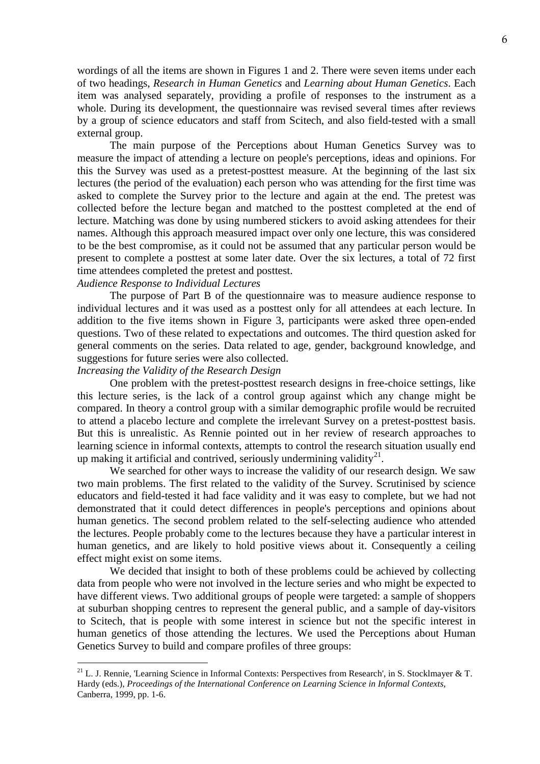wordings of all the items are shown in Figures 1 and 2. There were seven items under each of two headings, *Research in Human Genetics* and *Learning about Human Genetics*. Each item was analysed separately, providing a profile of responses to the instrument as a whole. During its development, the questionnaire was revised several times after reviews by a group of science educators and staff from Scitech, and also field-tested with a small external group.

The main purpose of the Perceptions about Human Genetics Survey was to measure the impact of attending a lecture on people's perceptions, ideas and opinions. For this the Survey was used as a pretest-posttest measure. At the beginning of the last six lectures (the period of the evaluation) each person who was attending for the first time was asked to complete the Survey prior to the lecture and again at the end. The pretest was collected before the lecture began and matched to the posttest completed at the end of lecture. Matching was done by using numbered stickers to avoid asking attendees for their names. Although this approach measured impact over only one lecture, this was considered to be the best compromise, as it could not be assumed that any particular person would be present to complete a posttest at some later date. Over the six lectures, a total of 72 first time attendees completed the pretest and posttest.

*Audience Response to Individual Lectures*

The purpose of Part B of the questionnaire was to measure audience response to individual lectures and it was used as a posttest only for all attendees at each lecture. In addition to the five items shown in Figure 3, participants were asked three open-ended questions. Two of these related to expectations and outcomes. The third question asked for general comments on the series. Data related to age, gender, background knowledge, and suggestions for future series were also collected.

*Increasing the Validity of the Research Design*

One problem with the pretest-posttest research designs in free-choice settings, like this lecture series, is the lack of a control group against which any change might be compared. In theory a control group with a similar demographic profile would be recruited to attend a placebo lecture and complete the irrelevant Survey on a pretest-posttest basis. But this is unrealistic. As Rennie pointed out in her review of research approaches to learning science in informal contexts, attempts to control the research situation usually end up making it artificial and contrived, seriously undermining validity[21].

We searched for other ways to increase the validity of our research design. We saw two main problems. The first related to the validity of the Survey. Scrutinised by science educators and field-tested it had face validity and it was easy to complete, but we had not demonstrated that it could detect differences in people's perceptions and opinions about human genetics. The second problem related to the self-selecting audience who attended the lectures. People probably come to the lectures because they have a particular interest in human genetics, and are likely to hold positive views about it. Consequently a ceiling effect might exist on some items.

We decided that insight to both of these problems could be achieved by collecting data from people who were not involved in the lecture series and who might be expected to have different views. Two additional groups of people were targeted: a sample of shoppers at suburban shopping centres to represent the general public, and a sample of day-visitors to Scitech, that is people with some interest in science but not the specific interest in human genetics of those attending the lectures. We used the Perceptions about Human Genetics Survey to build and compare profiles of three groups:

---

[21] L. J. Rennie, 'Learning Science in Informal Contexts: Perspectives from Research', in S. Stocklmayer & T. Hardy (eds.), *Proceedings of the International Conference on Learning Science in Informal Contexts,* Canberra, 1999, pp. 1-6.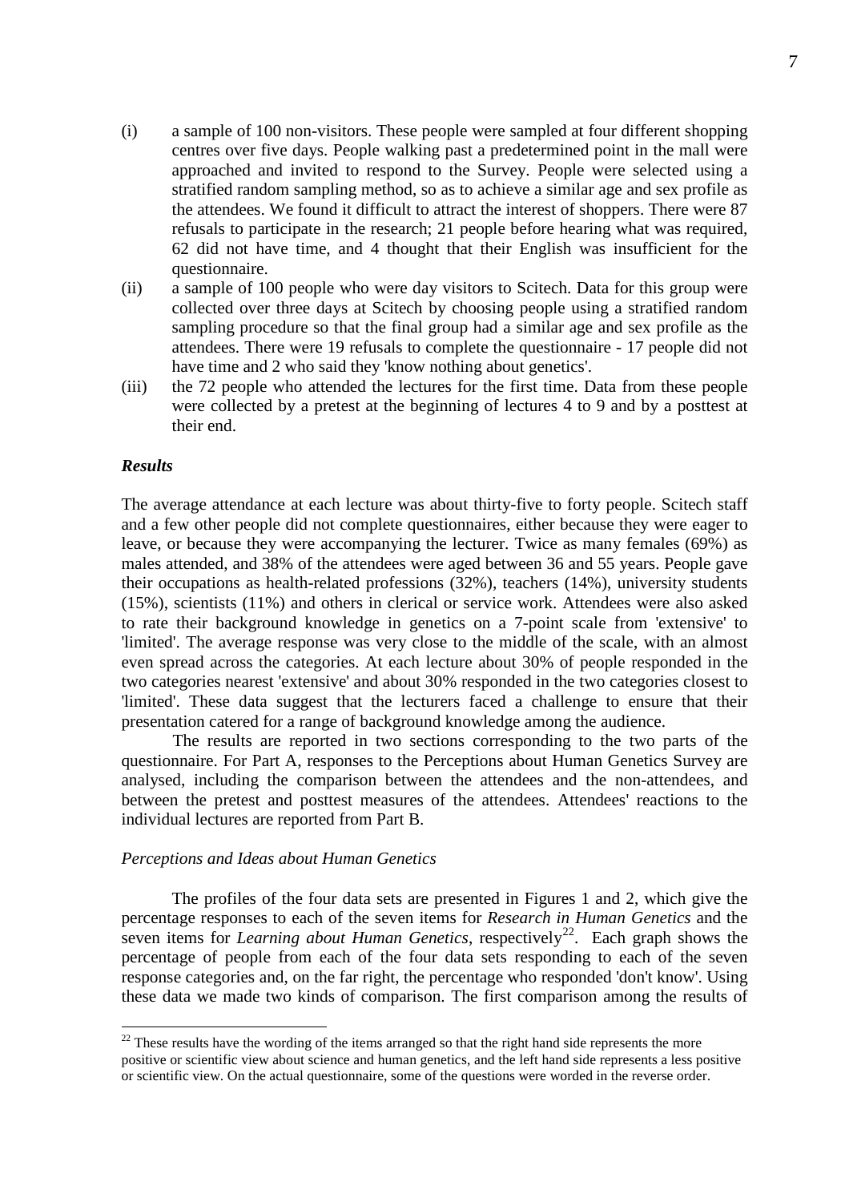(i) a sample of 100 non-visitors. These people were sampled at four different shopping centres over five days. People walking past a predetermined point in the mall were approached and invited to respond to the Survey. People were selected using a stratified random sampling method, so as to achieve a similar age and sex profile as the attendees. We found it difficult to attract the interest of shoppers. There were 87 refusals to participate in the research; 21 people before hearing what was required, 62 did not have time, and 4 thought that their English was insufficient for the questionnaire.

(ii) a sample of 100 people who were day visitors to Scitech. Data for this group were collected over three days at Scitech by choosing people using a stratified random sampling procedure so that the final group had a similar age and sex profile as the attendees. There were 19 refusals to complete the questionnaire - 17 people did not have time and 2 who said they 'know nothing about genetics'.

(iii) the 72 people who attended the lectures for the first time. Data from these people were collected by a pretest at the beginning of lectures 4 to 9 and by a posttest at their end.

### *Results*

The average attendance at each lecture was about thirty-five to forty people. Scitech staff and a few other people did not complete questionnaires, either because they were eager to leave, or because they were accompanying the lecturer. Twice as many females (69%) as males attended, and 38% of the attendees were aged between 36 and 55 years. People gave their occupations as health-related professions (32%), teachers (14%), university students (15%), scientists (11%) and others in clerical or service work. Attendees were also asked to rate their background knowledge in genetics on a 7-point scale from 'extensive' to 'limited'. The average response was very close to the middle of the scale, with an almost even spread across the categories. At each lecture about 30% of people responded in the two categories nearest 'extensive' and about 30% responded in the two categories closest to 'limited'. These data suggest that the lecturers faced a challenge to ensure that their presentation catered for a range of background knowledge among the audience.

The results are reported in two sections corresponding to the two parts of the questionnaire. For Part A, responses to the Perceptions about Human Genetics Survey are analysed, including the comparison between the attendees and the non-attendees, and between the pretest and posttest measures of the attendees. Attendees' reactions to the individual lectures are reported from Part B.

#### *Perceptions and Ideas about Human Genetics*

The profiles of the four data sets are presented in Figures 1 and 2, which give the percentage responses to each of the seven items for *Research in Human Genetics* and the seven items for *Learning about Human Genetics*, respectively[22]. Each graph shows the percentage of people from each of the four data sets responding to each of the seven response categories and, on the far right, the percentage who responded 'don't know'. Using these data we made two kinds of comparison. The first comparison among the results of

[22] These results have the wording of the items arranged so that the right hand side represents the more positive or scientific view about science and human genetics, and the left hand side represents a less positive or scientific view. On the actual questionnaire, some of the questions were worded in the reverse order.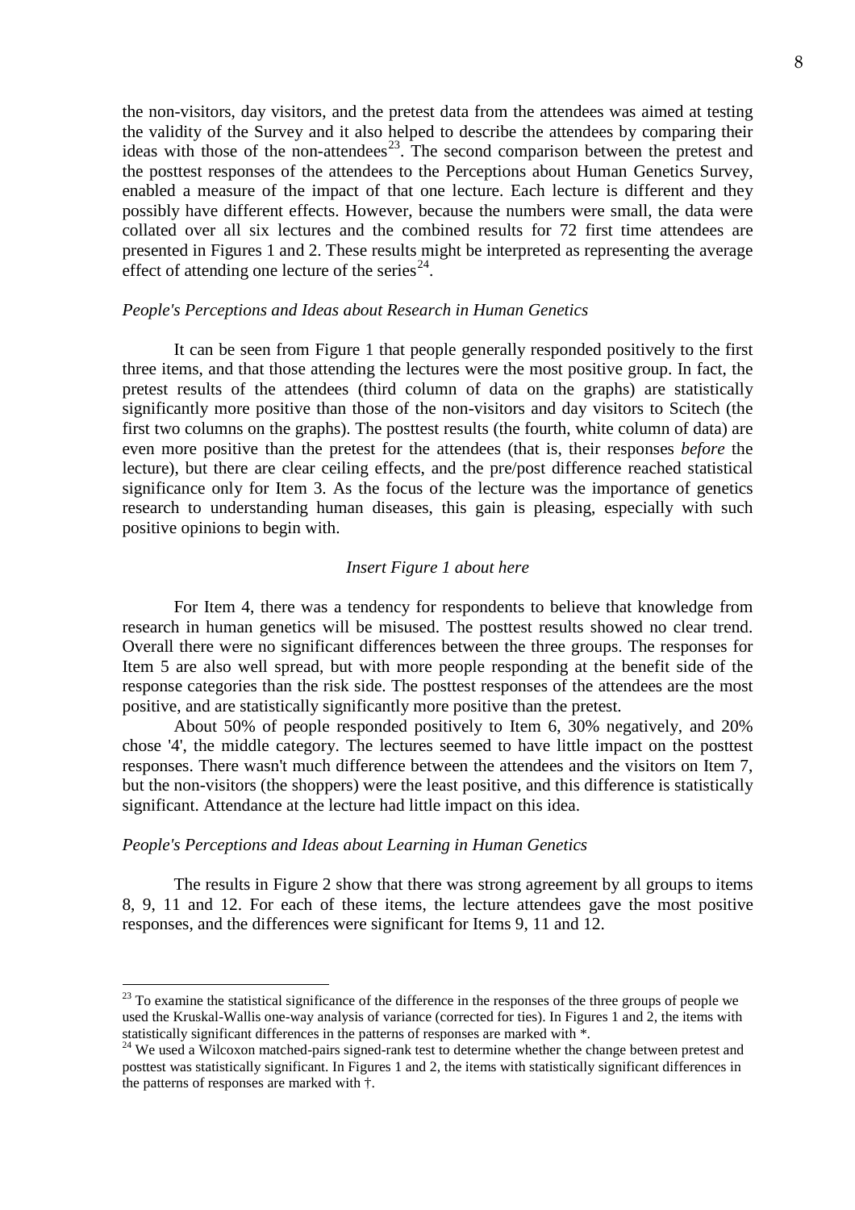the non-visitors, day visitors, and the pretest data from the attendees was aimed at testing the validity of the Survey and it also helped to describe the attendees by comparing their ideas with those of the non-attendees[23]. The second comparison between the pretest and the posttest responses of the attendees to the Perceptions about Human Genetics Survey, enabled a measure of the impact of that one lecture. Each lecture is different and they possibly have different effects. However, because the numbers were small, the data were collated over all six lectures and the combined results for 72 first time attendees are presented in Figures 1 and 2. These results might be interpreted as representing the average effect of attending one lecture of the series[24].

### *People's Perceptions and Ideas about Research in Human Genetics*

It can be seen from Figure 1 that people generally responded positively to the first three items, and that those attending the lectures were the most positive group. In fact, the pretest results of the attendees (third column of data on the graphs) are statistically significantly more positive than those of the non-visitors and day visitors to Scitech (the first two columns on the graphs). The posttest results (the fourth, white column of data) are even more positive than the pretest for the attendees (that is, their responses *before* the lecture), but there are clear ceiling effects, and the pre/post difference reached statistical significance only for Item 3. As the focus of the lecture was the importance of genetics research to understanding human diseases, this gain is pleasing, especially with such positive opinions to begin with.

*Insert Figure 1 about here*

For Item 4, there was a tendency for respondents to believe that knowledge from research in human genetics will be misused. The posttest results showed no clear trend. Overall there were no significant differences between the three groups. The responses for Item 5 are also well spread, but with more people responding at the benefit side of the response categories than the risk side. The posttest responses of the attendees are the most positive, and are statistically significantly more positive than the pretest.

About 50% of people responded positively to Item 6, 30% negatively, and 20% chose '4', the middle category. The lectures seemed to have little impact on the posttest responses. There wasn't much difference between the attendees and the visitors on Item 7, but the non-visitors (the shoppers) were the least positive, and this difference is statistically significant. Attendance at the lecture had little impact on this idea.

### *People's Perceptions and Ideas about Learning in Human Genetics*

The results in Figure 2 show that there was strong agreement by all groups to items 8, 9, 11 and 12. For each of these items, the lecture attendees gave the most positive responses, and the differences were significant for Items 9, 11 and 12.

---

[23] To examine the statistical significance of the difference in the responses of the three groups of people we used the Kruskal-Wallis one-way analysis of variance (corrected for ties). In Figures 1 and 2, the items with statistically significant differences in the patterns of responses are marked with *.

[24] We used a Wilcoxon matched-pairs signed-rank test to determine whether the change between pretest and posttest was statistically significant. In Figures 1 and 2, the items with statistically significant differences in the patterns of responses are marked with †.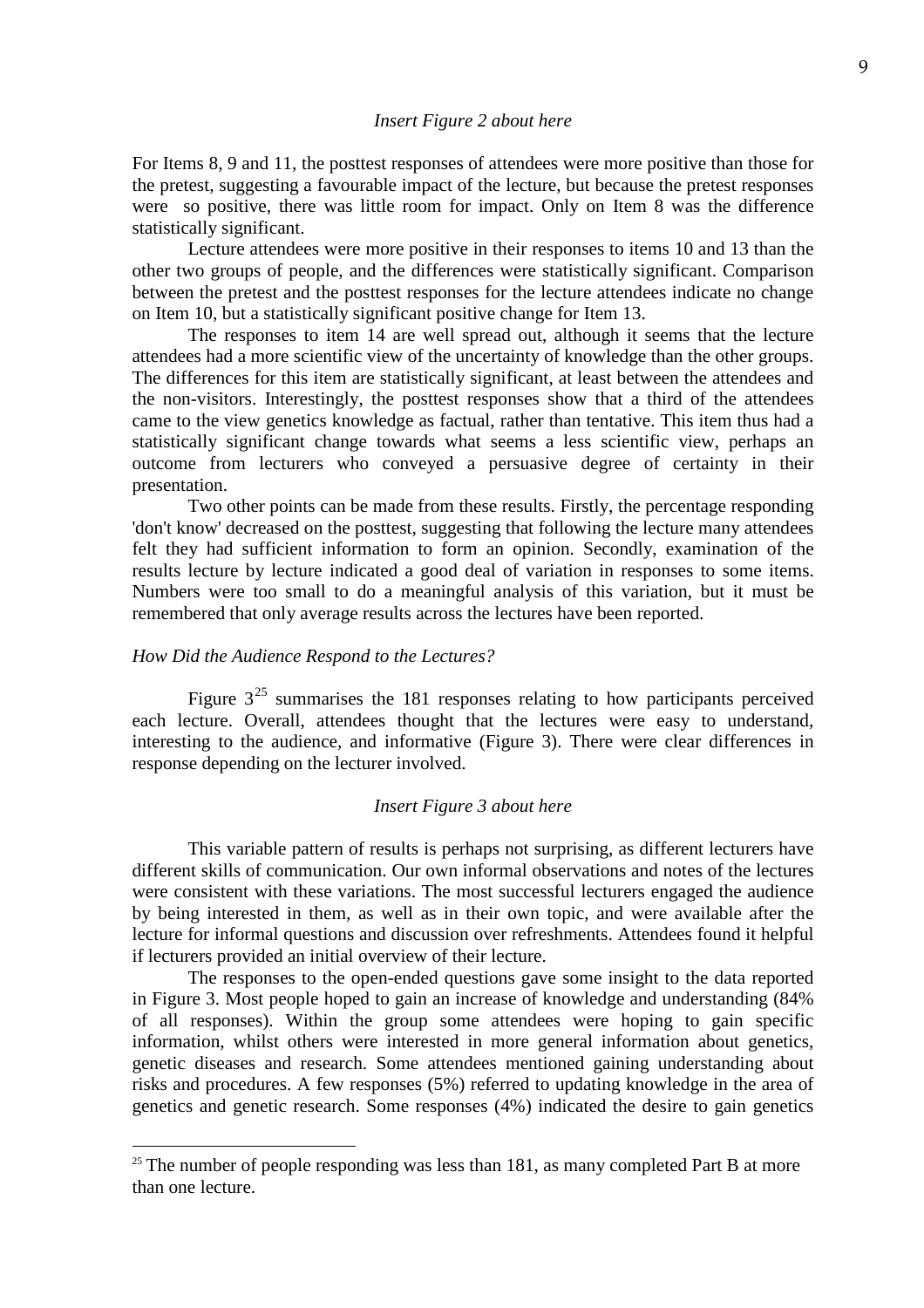*Insert Figure 2 about here*

For Items 8, 9 and 11, the posttest responses of attendees were more positive than those for the pretest, suggesting a favourable impact of the lecture, but because the pretest responses were so positive, there was little room for impact. Only on Item 8 was the difference statistically significant.

Lecture attendees were more positive in their responses to items 10 and 13 than the other two groups of people, and the differences were statistically significant. Comparison between the pretest and the posttest responses for the lecture attendees indicate no change on Item 10, but a statistically significant positive change for Item 13.

The responses to item 14 are well spread out, although it seems that the lecture attendees had a more scientific view of the uncertainty of knowledge than the other groups. The differences for this item are statistically significant, at least between the attendees and the non-visitors. Interestingly, the posttest responses show that a third of the attendees came to the view genetics knowledge as factual, rather than tentative. This item thus had a statistically significant change towards what seems a less scientific view, perhaps an outcome from lecturers who conveyed a persuasive degree of certainty in their presentation.

Two other points can be made from these results. Firstly, the percentage responding 'don't know' decreased on the posttest, suggesting that following the lecture many attendees felt they had sufficient information to form an opinion. Secondly, examination of the results lecture by lecture indicated a good deal of variation in responses to some items. Numbers were too small to do a meaningful analysis of this variation, but it must be remembered that only average results across the lectures have been reported.

### *How Did the Audience Respond to the Lectures?*

Figure 3[25] summarises the 181 responses relating to how participants perceived each lecture. Overall, attendees thought that the lectures were easy to understand, interesting to the audience, and informative (Figure 3). There were clear differences in response depending on the lecturer involved.

*Insert Figure 3 about here*

This variable pattern of results is perhaps not surprising, as different lecturers have different skills of communication. Our own informal observations and notes of the lectures were consistent with these variations. The most successful lecturers engaged the audience by being interested in them, as well as in their own topic, and were available after the lecture for informal questions and discussion over refreshments. Attendees found it helpful if lecturers provided an initial overview of their lecture.

The responses to the open-ended questions gave some insight to the data reported in Figure 3. Most people hoped to gain an increase of knowledge and understanding (84% of all responses). Within the group some attendees were hoping to gain specific information, whilst others were interested in more general information about genetics, genetic diseases and research. Some attendees mentioned gaining understanding about risks and procedures. A few responses (5%) referred to updating knowledge in the area of genetics and genetic research. Some responses (4%) indicated the desire to gain genetics

[25] The number of people responding was less than 181, as many completed Part B at more than one lecture.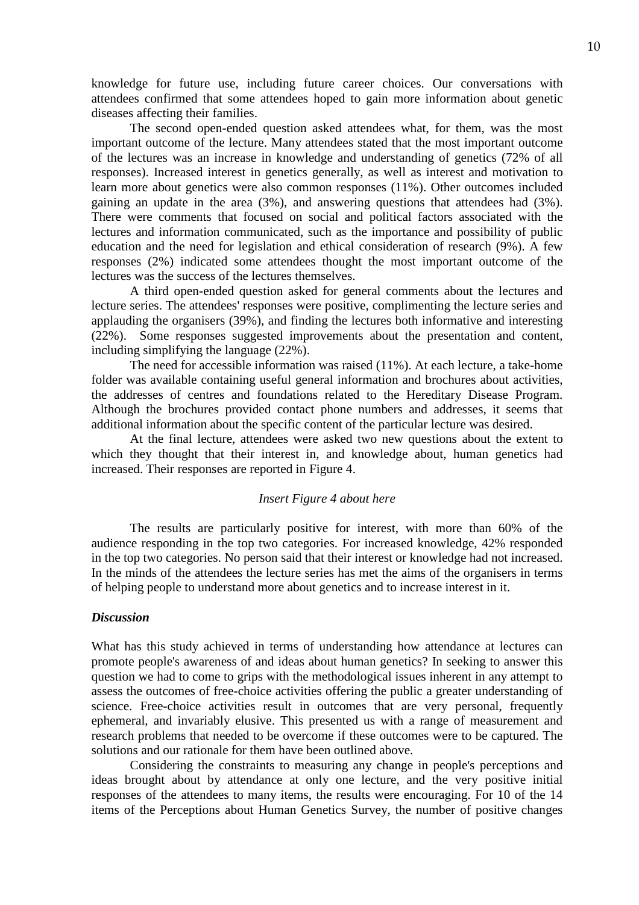knowledge for future use, including future career choices. Our conversations with attendees confirmed that some attendees hoped to gain more information about genetic diseases affecting their families.

The second open-ended question asked attendees what, for them, was the most important outcome of the lecture. Many attendees stated that the most important outcome of the lectures was an increase in knowledge and understanding of genetics (72% of all responses). Increased interest in genetics generally, as well as interest and motivation to learn more about genetics were also common responses (11%). Other outcomes included gaining an update in the area (3%), and answering questions that attendees had (3%). There were comments that focused on social and political factors associated with the lectures and information communicated, such as the importance and possibility of public education and the need for legislation and ethical consideration of research (9%). A few responses (2%) indicated some attendees thought the most important outcome of the lectures was the success of the lectures themselves.

A third open-ended question asked for general comments about the lectures and lecture series. The attendees' responses were positive, complimenting the lecture series and applauding the organisers (39%), and finding the lectures both informative and interesting (22%). Some responses suggested improvements about the presentation and content, including simplifying the language (22%).

The need for accessible information was raised (11%). At each lecture, a take-home folder was available containing useful general information and brochures about activities, the addresses of centres and foundations related to the Hereditary Disease Program. Although the brochures provided contact phone numbers and addresses, it seems that additional information about the specific content of the particular lecture was desired.

At the final lecture, attendees were asked two new questions about the extent to which they thought that their interest in, and knowledge about, human genetics had increased. Their responses are reported in Figure 4.

*Insert Figure 4 about here*

The results are particularly positive for interest, with more than 60% of the audience responding in the top two categories. For increased knowledge, 42% responded in the top two categories. No person said that their interest or knowledge had not increased. In the minds of the attendees the lecture series has met the aims of the organisers in terms of helping people to understand more about genetics and to increase interest in it.

### *Discussion*

What has this study achieved in terms of understanding how attendance at lectures can promote people's awareness of and ideas about human genetics? In seeking to answer this question we had to come to grips with the methodological issues inherent in any attempt to assess the outcomes of free-choice activities offering the public a greater understanding of science. Free-choice activities result in outcomes that are very personal, frequently ephemeral, and invariably elusive. This presented us with a range of measurement and research problems that needed to be overcome if these outcomes were to be captured. The solutions and our rationale for them have been outlined above.

Considering the constraints to measuring any change in people's perceptions and ideas brought about by attendance at only one lecture, and the very positive initial responses of the attendees to many items, the results were encouraging. For 10 of the 14 items of the Perceptions about Human Genetics Survey, the number of positive changes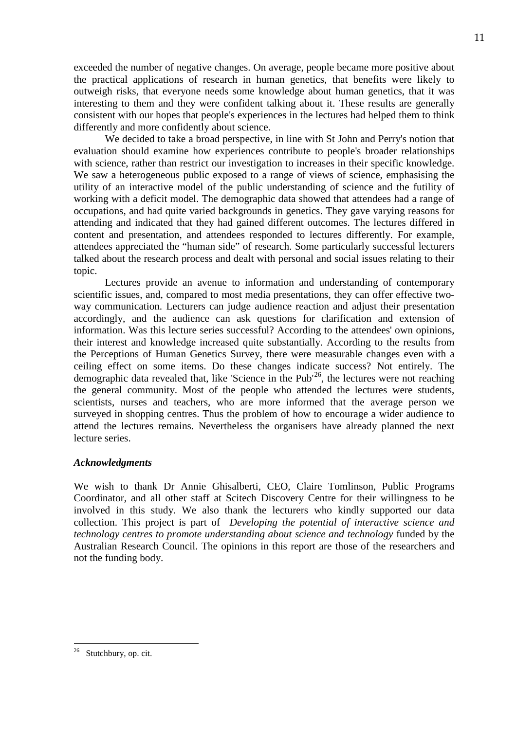exceeded the number of negative changes. On average, people became more positive about the practical applications of research in human genetics, that benefits were likely to outweigh risks, that everyone needs some knowledge about human genetics, that it was interesting to them and they were confident talking about it. These results are generally consistent with our hopes that people's experiences in the lectures had helped them to think differently and more confidently about science.

We decided to take a broad perspective, in line with St John and Perry's notion that evaluation should examine how experiences contribute to people's broader relationships with science, rather than restrict our investigation to increases in their specific knowledge. We saw a heterogeneous public exposed to a range of views of science, emphasising the utility of an interactive model of the public understanding of science and the futility of working with a deficit model. The demographic data showed that attendees had a range of occupations, and had quite varied backgrounds in genetics. They gave varying reasons for attending and indicated that they had gained different outcomes. The lectures differed in content and presentation, and attendees responded to lectures differently. For example, attendees appreciated the "human side" of research. Some particularly successful lecturers talked about the research process and dealt with personal and social issues relating to their topic.

Lectures provide an avenue to information and understanding of contemporary scientific issues, and, compared to most media presentations, they can offer effective two-way communication. Lecturers can judge audience reaction and adjust their presentation accordingly, and the audience can ask questions for clarification and extension of information. Was this lecture series successful? According to the attendees' own opinions, their interest and knowledge increased quite substantially. According to the results from the Perceptions of Human Genetics Survey, there were measurable changes even with a ceiling effect on some items. Do these changes indicate success? Not entirely. The demographic data revealed that, like 'Science in the Pub'[26], the lectures were not reaching the general community. Most of the people who attended the lectures were students, scientists, nurses and teachers, who are more informed that the average person we surveyed in shopping centres. Thus the problem of how to encourage a wider audience to attend the lectures remains. Nevertheless the organisers have already planned the next lecture series.

### *Acknowledgments*

We wish to thank Dr Annie Ghisalberti, CEO, Claire Tomlinson, Public Programs Coordinator, and all other staff at Scitech Discovery Centre for their willingness to be involved in this study. We also thank the lecturers who kindly supported our data collection. This project is part of *Developing the potential of interactive science and technology centres to promote understanding about science and technology* funded by the Australian Research Council. The opinions in this report are those of the researchers and not the funding body.

---

[26] Stutchbury, op. cit.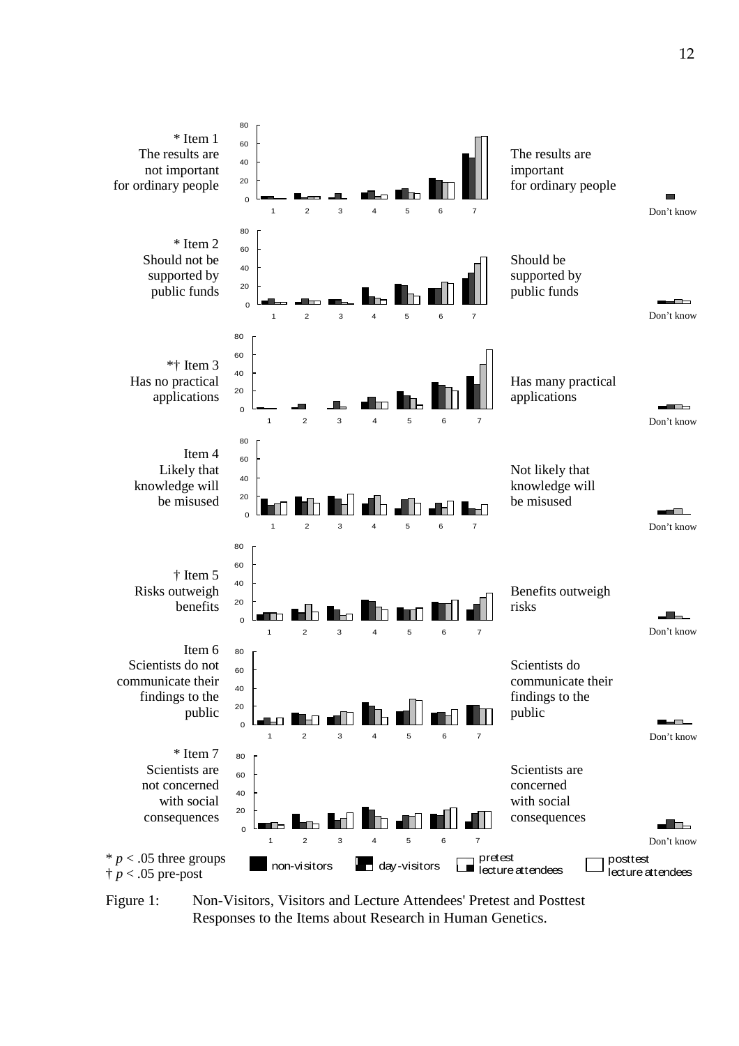\* Item 1
The results are not important for ordinary people — The results are important for ordinary people

\* Item 2
Should not be supported by public funds — Should be supported by public funds

\*† Item 3
Has no practical applications — Has many practical applications

Item 4
Likely that knowledge will be misused — Not likely that knowledge will be misused

† Item 5
Risks outweigh benefits — Benefits outweigh risks

Item 6
Scientists do not communicate their findings to the public — Scientists do communicate their findings to the public

\* Item 7
Scientists are not concerned with social consequences — Scientists are concerned with social consequences

Response scale: 1 2 3 4 5 6 7, Don't know (y-axis 0–80)

Legend: non-visitors, day-visitors, pretest lecture attendees, posttest lecture attendees

\* $p < .05$ three groups
† $p < .05$ pre-post

Figure 1: Non-Visitors, Visitors and Lecture Attendees' Pretest and Posttest Responses to the Items about Research in Human Genetics.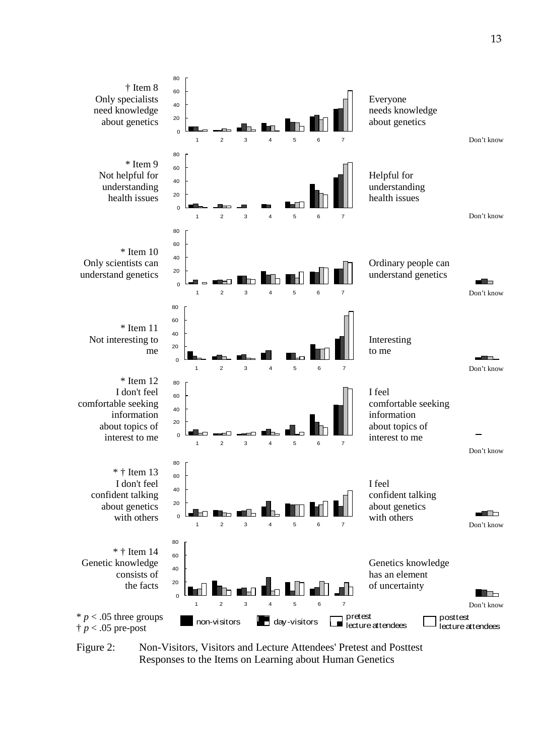† Item 8
Only specialists need knowledge about genetics — Everyone needs knowledge about genetics

* Item 9
Not helpful for understanding health issues — Helpful for understanding health issues

* Item 10
Only scientists can understand genetics — Ordinary people can understand genetics

* Item 11
Not interesting to me — Interesting to me

* Item 12
I don't feel comfortable seeking information about topics of interest to me — I feel comfortable seeking information about topics of interest to me

* † Item 13
I don't feel confident talking about genetics with others — I feel confident talking about genetics with others

* † Item 14
Genetic knowledge consists of the facts — Genetics knowledge has an element of uncertainty

* $p < .05$ three groups
† $p < .05$ pre-post

Legend: non-visitors; day-visitors; pretest lecture attendees; posttest lecture attendees

Figure 2: Non-Visitors, Visitors and Lecture Attendees' Pretest and Posttest Responses to the Items on Learning about Human Genetics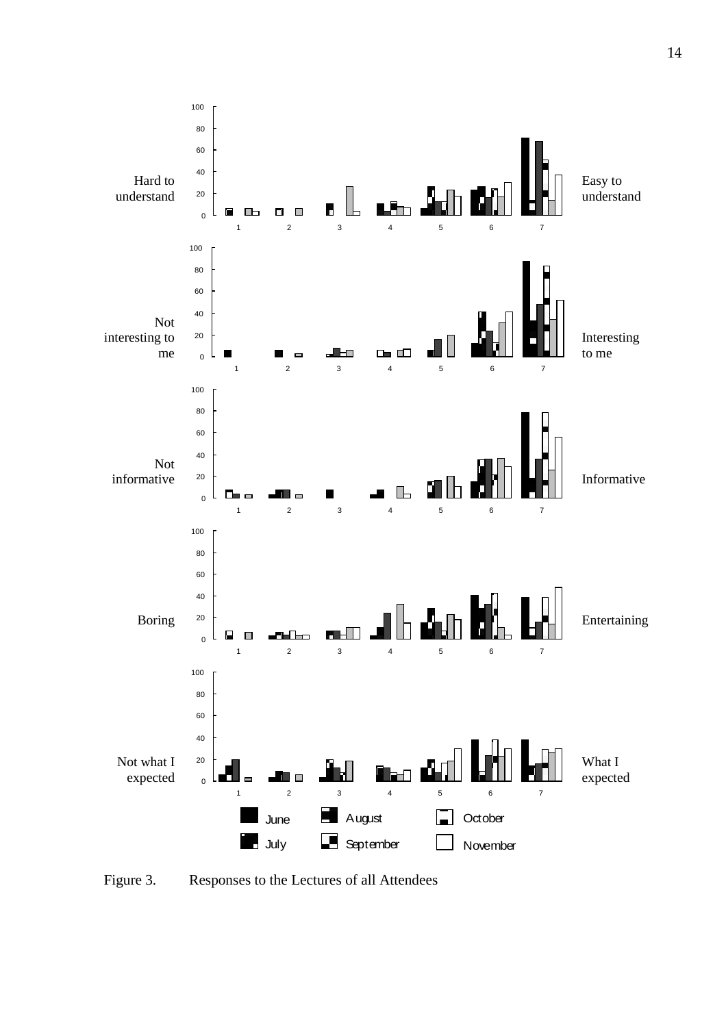Figure 3. Responses to the Lectures of all Attendees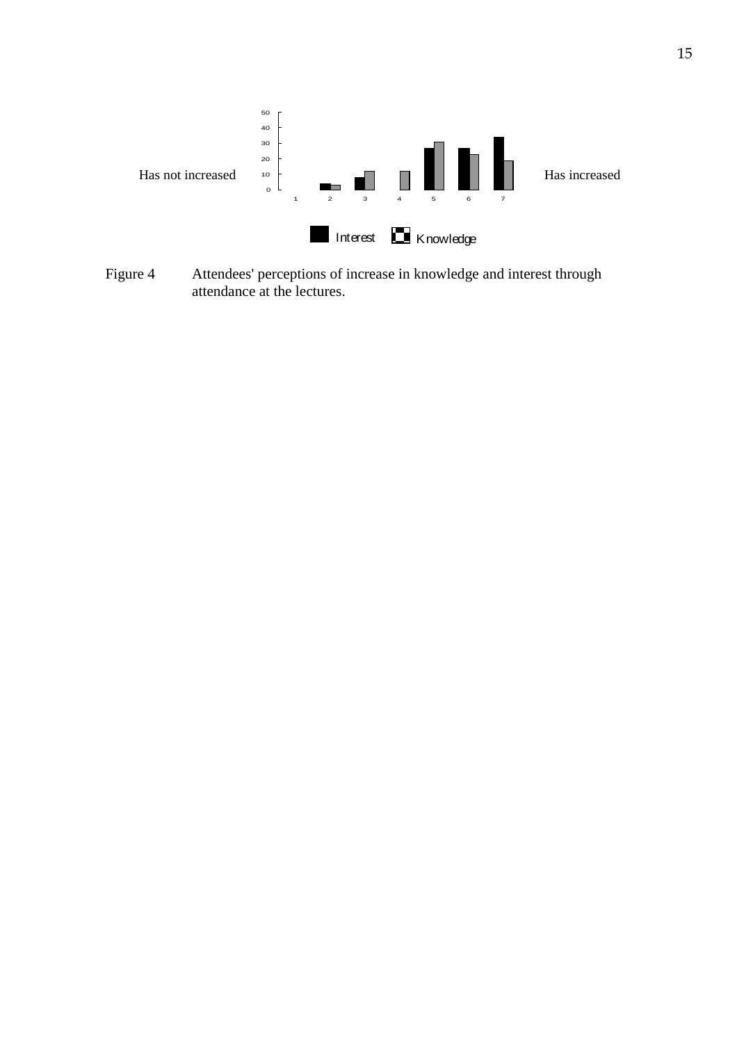50
40
30
20
10
0

Has not increased

1 2 3 4 5 6 7

Has increased

Interest Knowledge

Figure 4 Attendees' perceptions of increase in knowledge and interest through attendance at the lectures.